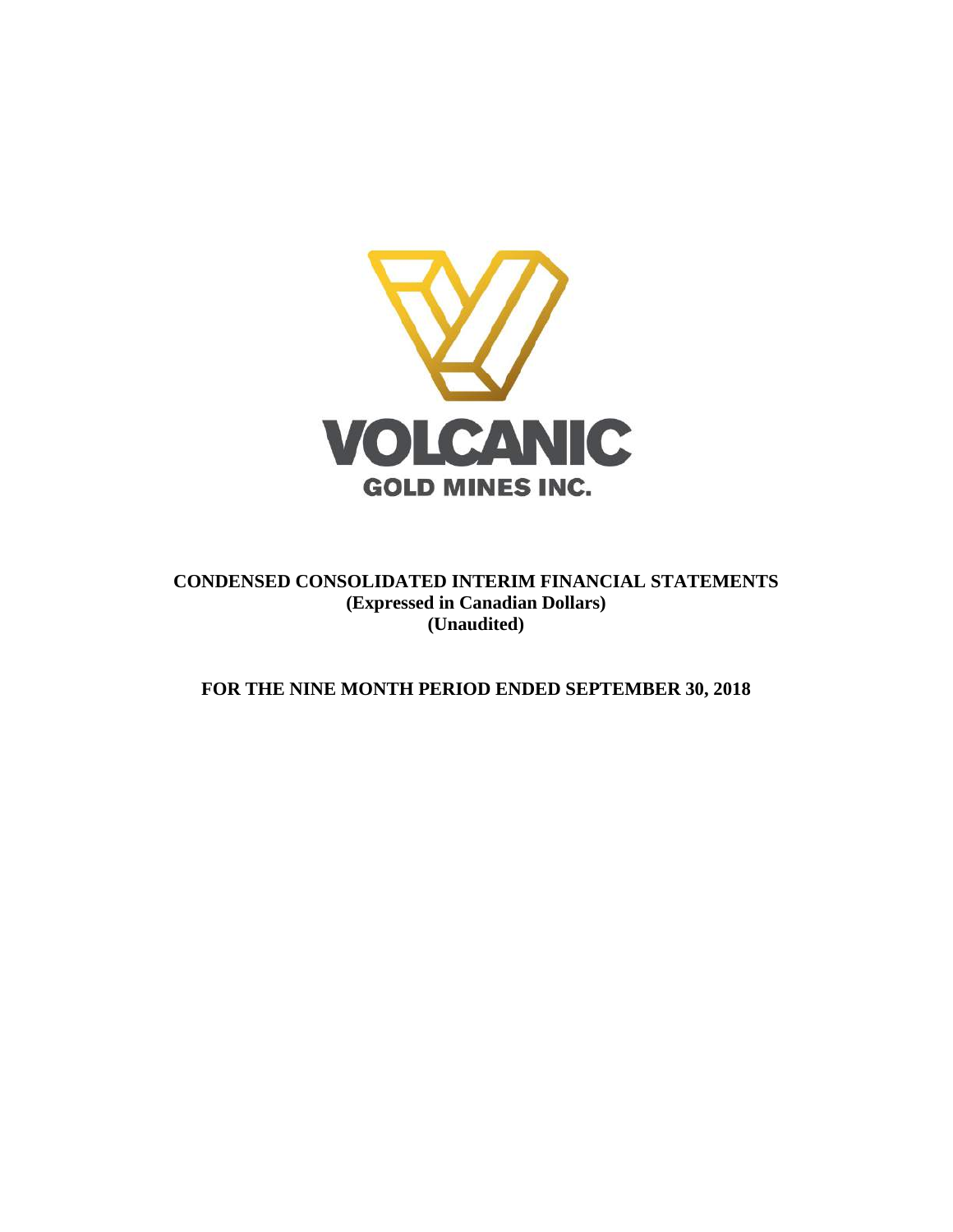VOLCANIC

GOLD MINES INC.

# CONDENSED CONSOLIDATED INTERIM FINANCIAL STATEMENTS

**(Expressed in Canadian Dollars)**

**(Unaudited)**

## FOR THE NINE MONTH PERIOD ENDED SEPTEMBER 30, 2018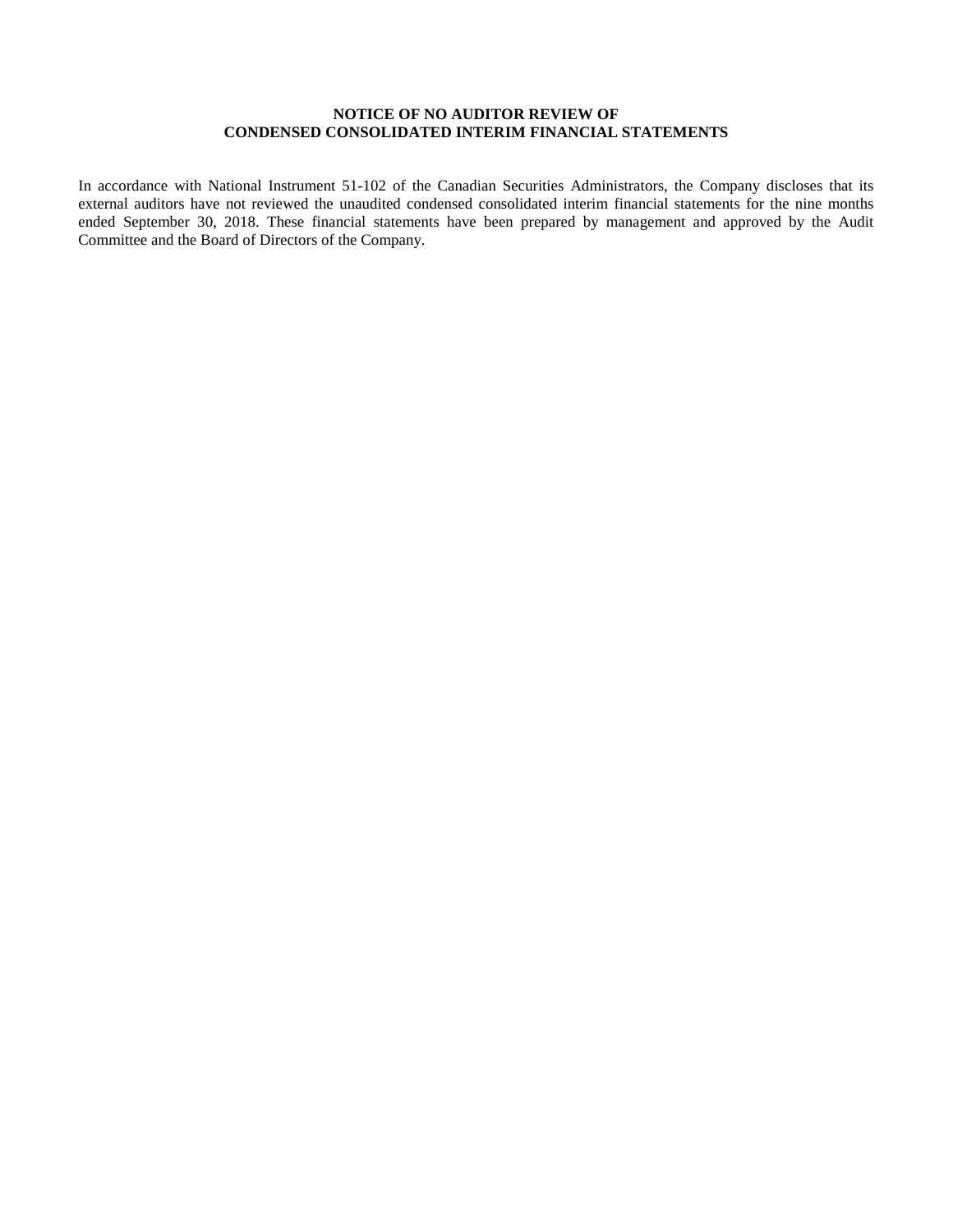**NOTICE OF NO AUDITOR REVIEW OF**
**CONDENSED CONSOLIDATED INTERIM FINANCIAL STATEMENTS**

In accordance with National Instrument 51-102 of the Canadian Securities Administrators, the Company discloses that its external auditors have not reviewed the unaudited condensed consolidated interim financial statements for the nine months ended September 30, 2018. These financial statements have been prepared by management and approved by the Audit Committee and the Board of Directors of the Company.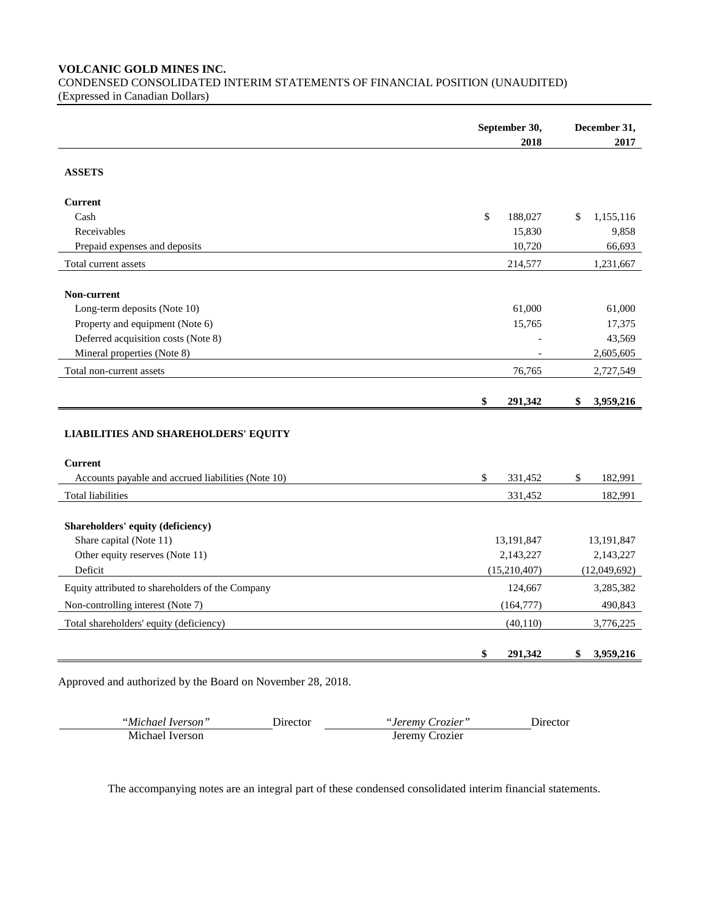**VOLCANIC GOLD MINES INC.**
CONDENSED CONSOLIDATED INTERIM STATEMENTS OF FINANCIAL POSITION (UNAUDITED)
(Expressed in Canadian Dollars)

| | September 30, 2018 | December 31, 2017 |
|---|---|---|
| **ASSETS** | | |
| **Current** | | |
| Cash | $ 188,027 | $ 1,155,116 |
| Receivables | 15,830 | 9,858 |
| Prepaid expenses and deposits | 10,720 | 66,693 |
| Total current assets | 214,577 | 1,231,667 |
| **Non-current** | | |
| Long-term deposits (Note 10) | 61,000 | 61,000 |
| Property and equipment (Note 6) | 15,765 | 17,375 |
| Deferred acquisition costs (Note 8) | - | 43,569 |
| Mineral properties (Note 8) | - | 2,605,605 |
| Total non-current assets | 76,765 | 2,727,549 |
| | **$ 291,342** | **$ 3,959,216** |
| **LIABILITIES AND SHAREHOLDERS' EQUITY** | | |
| **Current** | | |
| Accounts payable and accrued liabilities (Note 10) | $ 331,452 | $ 182,991 |
| Total liabilities | 331,452 | 182,991 |
| **Shareholders' equity (deficiency)** | | |
| Share capital (Note 11) | 13,191,847 | 13,191,847 |
| Other equity reserves (Note 11) | 2,143,227 | 2,143,227 |
| Deficit | (15,210,407) | (12,049,692) |
| Equity attributed to shareholders of the Company | 124,667 | 3,285,382 |
| Non-controlling interest (Note 7) | (164,777) | 490,843 |
| Total shareholders' equity (deficiency) | (40,110) | 3,776,225 |
| | **$ 291,342** | **$ 3,959,216** |

Approved and authorized by the Board on November 28, 2018.

| *"Michael Iverson"* | Director | *"Jeremy Crozier"* | Director |
|---|---|---|---|
| Michael Iverson | | Jeremy Crozier | |

The accompanying notes are an integral part of these condensed consolidated interim financial statements.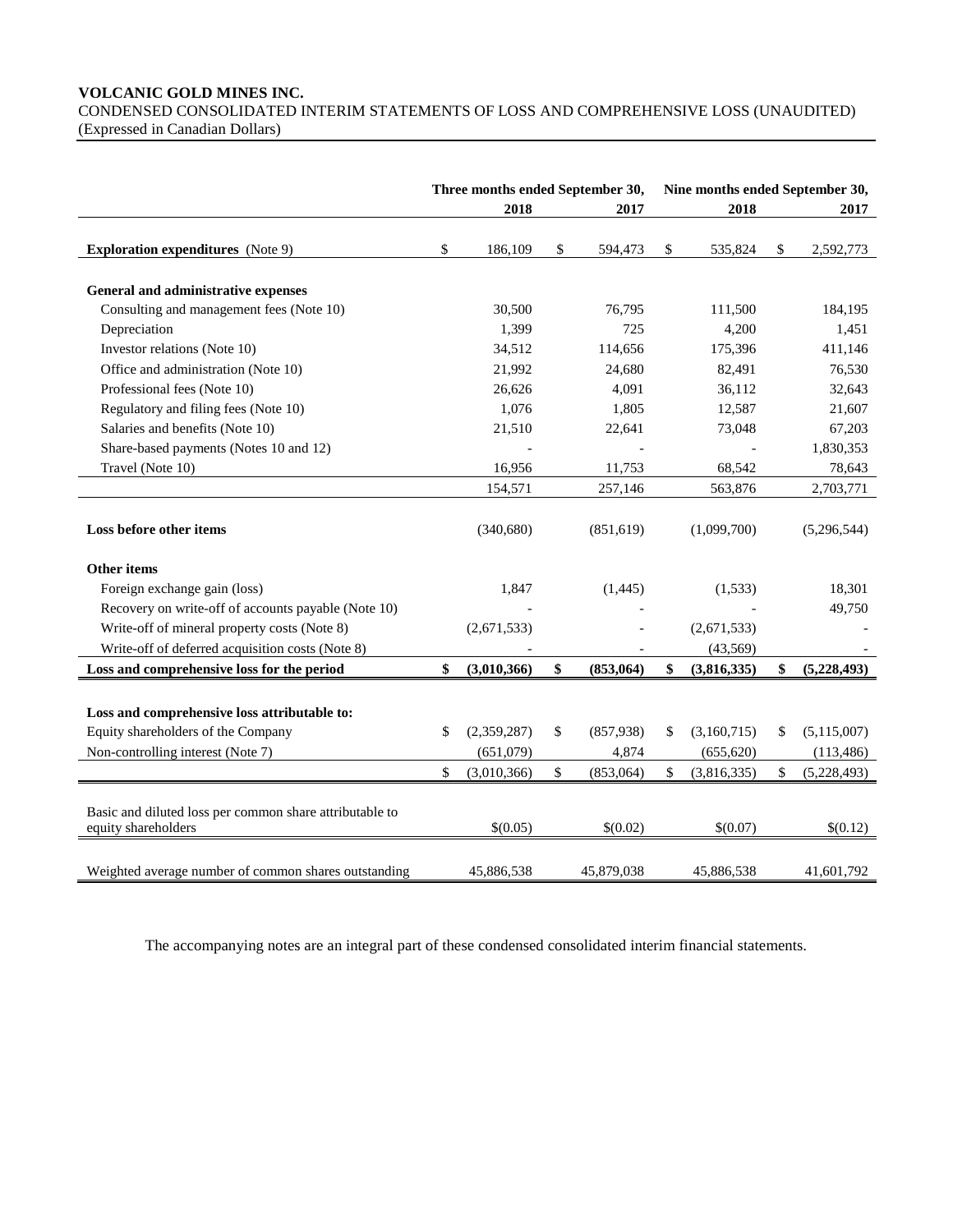**VOLCANIC GOLD MINES INC.**
CONDENSED CONSOLIDATED INTERIM STATEMENTS OF LOSS AND COMPREHENSIVE LOSS (UNAUDITED)
(Expressed in Canadian Dollars)

| | Three months ended September 30, 2018 | Three months ended September 30, 2017 | Nine months ended September 30, 2018 | Nine months ended September 30, 2017 |
|---|---|---|---|---|
| **Exploration expenditures** (Note 9) | $ 186,109 | $ 594,473 | $ 535,824 | $ 2,592,773 |
| **General and administrative expenses** | | | | |
| Consulting and management fees (Note 10) | 30,500 | 76,795 | 111,500 | 184,195 |
| Depreciation | 1,399 | 725 | 4,200 | 1,451 |
| Investor relations (Note 10) | 34,512 | 114,656 | 175,396 | 411,146 |
| Office and administration (Note 10) | 21,992 | 24,680 | 82,491 | 76,530 |
| Professional fees (Note 10) | 26,626 | 4,091 | 36,112 | 32,643 |
| Regulatory and filing fees (Note 10) | 1,076 | 1,805 | 12,587 | 21,607 |
| Salaries and benefits (Note 10) | 21,510 | 22,641 | 73,048 | 67,203 |
| Share-based payments (Notes 10 and 12) | - | - | - | 1,830,353 |
| Travel (Note 10) | 16,956 | 11,753 | 68,542 | 78,643 |
| | 154,571 | 257,146 | 563,876 | 2,703,771 |
| **Loss before other items** | (340,680) | (851,619) | (1,099,700) | (5,296,544) |
| **Other items** | | | | |
| Foreign exchange gain (loss) | 1,847 | (1,445) | (1,533) | 18,301 |
| Recovery on write-off of accounts payable (Note 10) | - | - | - | 49,750 |
| Write-off of mineral property costs (Note 8) | (2,671,533) | - | (2,671,533) | - |
| Write-off of deferred acquisition costs (Note 8) | - | - | (43,569) | - |
| **Loss and comprehensive loss for the period** | **$ (3,010,366)** | **$ (853,064)** | **$ (3,816,335)** | **$ (5,228,493)** |
| **Loss and comprehensive loss attributable to:** | | | | |
| Equity shareholders of the Company | $ (2,359,287) | $ (857,938) | $ (3,160,715) | $ (5,115,007) |
| Non-controlling interest (Note 7) | (651,079) | 4,874 | (655,620) | (113,486) |
| | $ (3,010,366) | $ (853,064) | $ (3,816,335) | $ (5,228,493) |
| Basic and diluted loss per common share attributable to equity shareholders | $(0.05) | $(0.02) | $(0.07) | $(0.12) |
| Weighted average number of common shares outstanding | 45,886,538 | 45,879,038 | 45,886,538 | 41,601,792 |

The accompanying notes are an integral part of these condensed consolidated interim financial statements.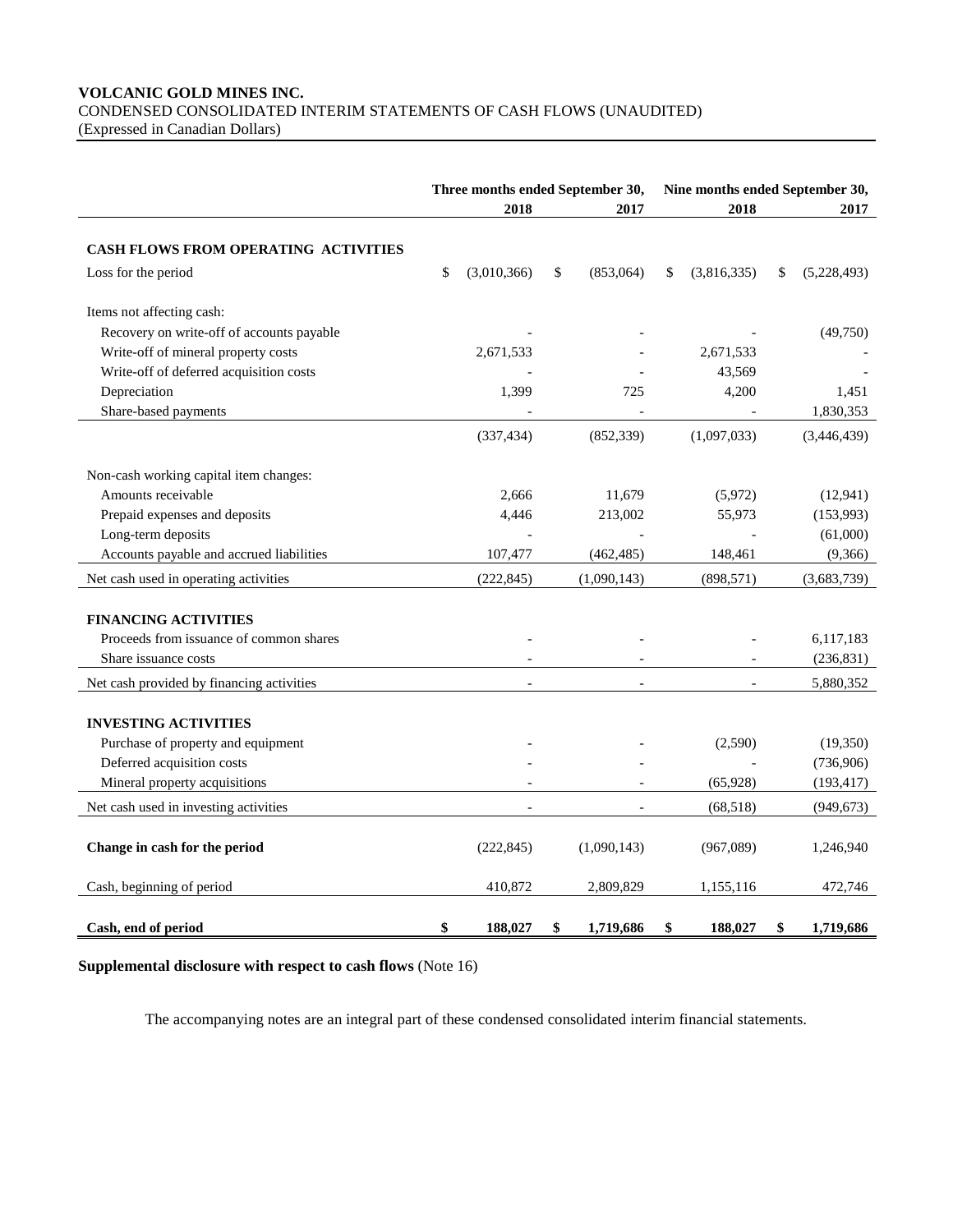**VOLCANIC GOLD MINES INC.**
CONDENSED CONSOLIDATED INTERIM STATEMENTS OF CASH FLOWS (UNAUDITED)
(Expressed in Canadian Dollars)

| | Three months ended September 30, | | Nine months ended September 30, | |
|---|---|---|---|---|
| | 2018 | 2017 | 2018 | 2017 |
| **CASH FLOWS FROM OPERATING ACTIVITIES** | | | | |
| Loss for the period | $ (3,010,366) | $ (853,064) | $ (3,816,335) | $ (5,228,493) |
| Items not affecting cash: | | | | |
| Recovery on write-off of accounts payable | - | - | - | (49,750) |
| Write-off of mineral property costs | 2,671,533 | - | 2,671,533 | - |
| Write-off of deferred acquisition costs | - | - | 43,569 | - |
| Depreciation | 1,399 | 725 | 4,200 | 1,451 |
| Share-based payments | - | - | - | 1,830,353 |
| | (337,434) | (852,339) | (1,097,033) | (3,446,439) |
| Non-cash working capital item changes: | | | | |
| Amounts receivable | 2,666 | 11,679 | (5,972) | (12,941) |
| Prepaid expenses and deposits | 4,446 | 213,002 | 55,973 | (153,993) |
| Long-term deposits | - | - | - | (61,000) |
| Accounts payable and accrued liabilities | 107,477 | (462,485) | 148,461 | (9,366) |
| Net cash used in operating activities | (222,845) | (1,090,143) | (898,571) | (3,683,739) |
| **FINANCING ACTIVITIES** | | | | |
| Proceeds from issuance of common shares | - | - | - | 6,117,183 |
| Share issuance costs | - | - | - | (236,831) |
| Net cash provided by financing activities | - | - | - | 5,880,352 |
| **INVESTING ACTIVITIES** | | | | |
| Purchase of property and equipment | - | - | (2,590) | (19,350) |
| Deferred acquisition costs | - | - | - | (736,906) |
| Mineral property acquisitions | - | - | (65,928) | (193,417) |
| Net cash used in investing activities | - | - | (68,518) | (949,673) |
| **Change in cash for the period** | (222,845) | (1,090,143) | (967,089) | 1,246,940 |
| Cash, beginning of period | 410,872 | 2,809,829 | 1,155,116 | 472,746 |
| **Cash, end of period** | **$ 188,027** | **$ 1,719,686** | **$ 188,027** | **$ 1,719,686** |

**Supplemental disclosure with respect to cash flows** (Note 16)

The accompanying notes are an integral part of these condensed consolidated interim financial statements.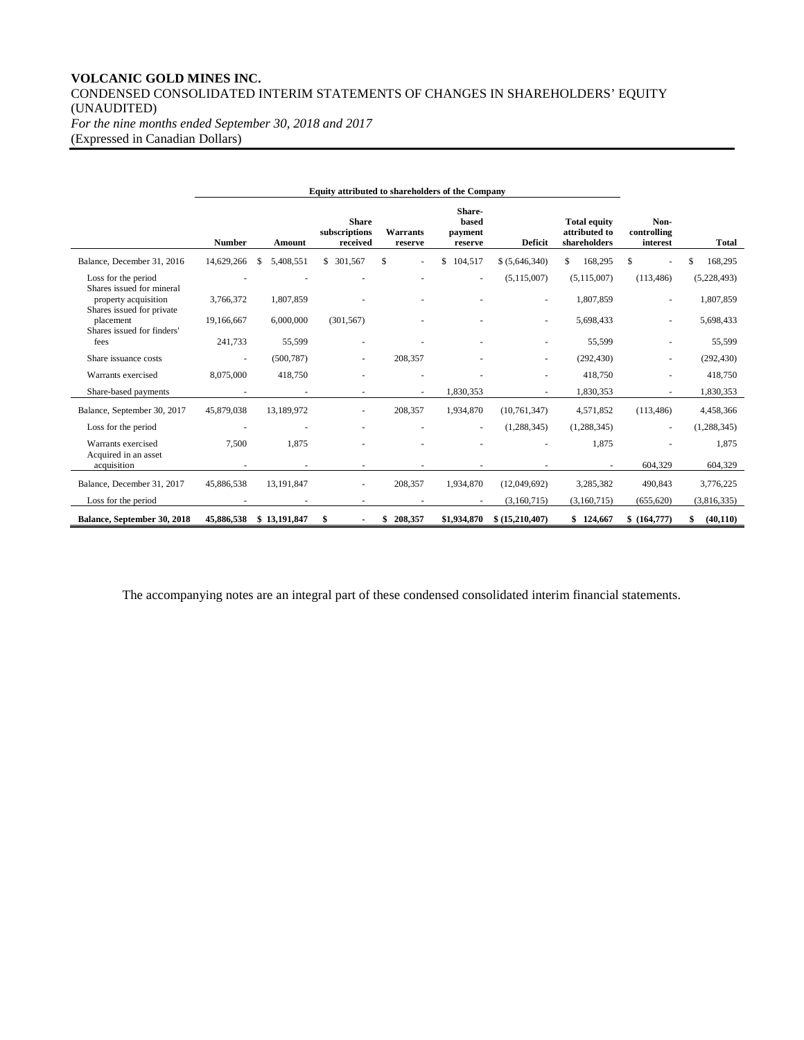**VOLCANIC GOLD MINES INC.**
CONDENSED CONSOLIDATED INTERIM STATEMENTS OF CHANGES IN SHAREHOLDERS' EQUITY
(UNAUDITED)
*For the nine months ended September 30, 2018 and 2017*
(Expressed in Canadian Dollars)

| | Equity attributed to shareholders of the Company | | | | | | | | |
|---|---|---|---|---|---|---|---|---|---|
| | **Number** | **Amount** | **Share subscriptions received** | **Warrants reserve** | **Share-based payment reserve** | **Deficit** | **Total equity attributed to shareholders** | **Non-controlling interest** | **Total** |
| Balance, December 31, 2016 | 14,629,266 | $ 5,408,551 | $ 301,567 | $ - | $ 104,517 | $ (5,646,340) | $ 168,295 | $ - | $ 168,295 |
| Loss for the period | - | - | - | - | - | (5,115,007) | (5,115,007) | (113,486) | (5,228,493) |
| Shares issued for mineral property acquisition | 3,766,372 | 1,807,859 | - | - | - | - | 1,807,859 | - | 1,807,859 |
| Shares issued for private placement | 19,166,667 | 6,000,000 | (301,567) | - | - | - | 5,698,433 | - | 5,698,433 |
| Shares issued for finders' fees | 241,733 | 55,599 | - | - | - | - | 55,599 | - | 55,599 |
| Share issuance costs | - | (500,787) | - | 208,357 | - | - | (292,430) | - | (292,430) |
| Warrants exercised | 8,075,000 | 418,750 | - | - | - | - | 418,750 | - | 418,750 |
| Share-based payments | - | - | - | - | 1,830,353 | - | 1,830,353 | - | 1,830,353 |
| Balance, September 30, 2017 | 45,879,038 | 13,189,972 | - | 208,357 | 1,934,870 | (10,761,347) | 4,571,852 | (113,486) | 4,458,366 |
| Loss for the period | - | - | - | - | - | (1,288,345) | (1,288,345) | - | (1,288,345) |
| Warrants exercised | 7,500 | 1,875 | - | - | - | - | 1,875 | - | 1,875 |
| Acquired in an asset acquisition | - | - | - | - | - | - | - | 604,329 | 604,329 |
| Balance, December 31, 2017 | 45,886,538 | 13,191,847 | - | 208,357 | 1,934,870 | (12,049,692) | 3,285,382 | 490,843 | 3,776,225 |
| Loss for the period | - | - | - | - | - | (3,160,715) | (3,160,715) | (655,620) | (3,816,335) |
| **Balance, September 30, 2018** | **45,886,538** | **$ 13,191,847** | **$ -** | **$ 208,357** | **$1,934,870** | **$ (15,210,407)** | **$ 124,667** | **$ (164,777)** | **$ (40,110)** |

The accompanying notes are an integral part of these condensed consolidated interim financial statements.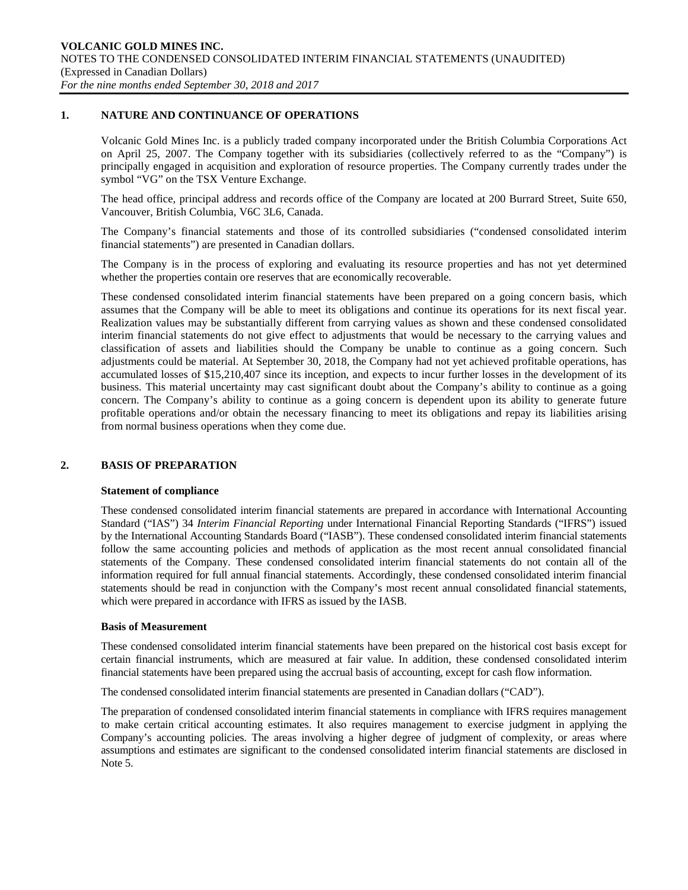## 1. NATURE AND CONTINUANCE OF OPERATIONS

Volcanic Gold Mines Inc. is a publicly traded company incorporated under the British Columbia Corporations Act on April 25, 2007. The Company together with its subsidiaries (collectively referred to as the "Company") is principally engaged in acquisition and exploration of resource properties. The Company currently trades under the symbol "VG" on the TSX Venture Exchange.

The head office, principal address and records office of the Company are located at 200 Burrard Street, Suite 650, Vancouver, British Columbia, V6C 3L6, Canada.

The Company's financial statements and those of its controlled subsidiaries ("condensed consolidated interim financial statements") are presented in Canadian dollars.

The Company is in the process of exploring and evaluating its resource properties and has not yet determined whether the properties contain ore reserves that are economically recoverable.

These condensed consolidated interim financial statements have been prepared on a going concern basis, which assumes that the Company will be able to meet its obligations and continue its operations for its next fiscal year. Realization values may be substantially different from carrying values as shown and these condensed consolidated interim financial statements do not give effect to adjustments that would be necessary to the carrying values and classification of assets and liabilities should the Company be unable to continue as a going concern. Such adjustments could be material. At September 30, 2018, the Company had not yet achieved profitable operations, has accumulated losses of $15,210,407 since its inception, and expects to incur further losses in the development of its business. This material uncertainty may cast significant doubt about the Company's ability to continue as a going concern. The Company's ability to continue as a going concern is dependent upon its ability to generate future profitable operations and/or obtain the necessary financing to meet its obligations and repay its liabilities arising from normal business operations when they come due.

## 2. BASIS OF PREPARATION

### Statement of compliance

These condensed consolidated interim financial statements are prepared in accordance with International Accounting Standard ("IAS") 34 *Interim Financial Reporting* under International Financial Reporting Standards ("IFRS") issued by the International Accounting Standards Board ("IASB"). These condensed consolidated interim financial statements follow the same accounting policies and methods of application as the most recent annual consolidated financial statements of the Company. These condensed consolidated interim financial statements do not contain all of the information required for full annual financial statements. Accordingly, these condensed consolidated interim financial statements should be read in conjunction with the Company's most recent annual consolidated financial statements, which were prepared in accordance with IFRS as issued by the IASB.

### Basis of Measurement

These condensed consolidated interim financial statements have been prepared on the historical cost basis except for certain financial instruments, which are measured at fair value. In addition, these condensed consolidated interim financial statements have been prepared using the accrual basis of accounting, except for cash flow information.

The condensed consolidated interim financial statements are presented in Canadian dollars ("CAD").

The preparation of condensed consolidated interim financial statements in compliance with IFRS requires management to make certain critical accounting estimates. It also requires management to exercise judgment in applying the Company's accounting policies. The areas involving a higher degree of judgment of complexity, or areas where assumptions and estimates are significant to the condensed consolidated interim financial statements are disclosed in Note 5.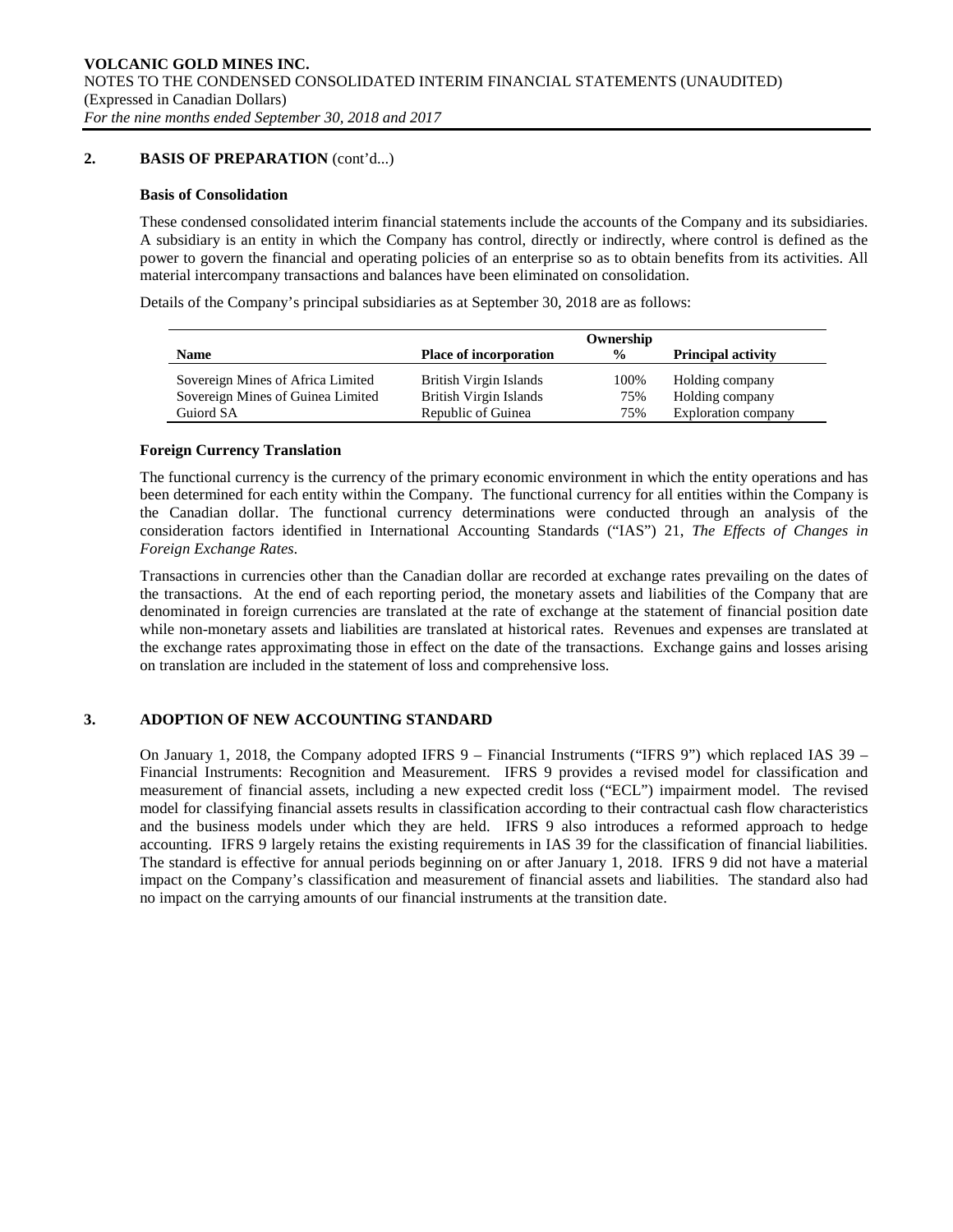## 2. BASIS OF PREPARATION (cont'd...)

### Basis of Consolidation

These condensed consolidated interim financial statements include the accounts of the Company and its subsidiaries. A subsidiary is an entity in which the Company has control, directly or indirectly, where control is defined as the power to govern the financial and operating policies of an enterprise so as to obtain benefits from its activities. All material intercompany transactions and balances have been eliminated on consolidation.

Details of the Company's principal subsidiaries as at September 30, 2018 are as follows:

| Name | Place of incorporation | Ownership % | Principal activity |
|---|---|---|---|
| Sovereign Mines of Africa Limited | British Virgin Islands | 100% | Holding company |
| Sovereign Mines of Guinea Limited | British Virgin Islands | 75% | Holding company |
| Guiord SA | Republic of Guinea | 75% | Exploration company |

### Foreign Currency Translation

The functional currency is the currency of the primary economic environment in which the entity operations and has been determined for each entity within the Company. The functional currency for all entities within the Company is the Canadian dollar. The functional currency determinations were conducted through an analysis of the consideration factors identified in International Accounting Standards ("IAS") 21, *The Effects of Changes in Foreign Exchange Rates*.

Transactions in currencies other than the Canadian dollar are recorded at exchange rates prevailing on the dates of the transactions. At the end of each reporting period, the monetary assets and liabilities of the Company that are denominated in foreign currencies are translated at the rate of exchange at the statement of financial position date while non-monetary assets and liabilities are translated at historical rates. Revenues and expenses are translated at the exchange rates approximating those in effect on the date of the transactions. Exchange gains and losses arising on translation are included in the statement of loss and comprehensive loss.

## 3. ADOPTION OF NEW ACCOUNTING STANDARD

On January 1, 2018, the Company adopted IFRS 9 – Financial Instruments ("IFRS 9") which replaced IAS 39 – Financial Instruments: Recognition and Measurement. IFRS 9 provides a revised model for classification and measurement of financial assets, including a new expected credit loss ("ECL") impairment model. The revised model for classifying financial assets results in classification according to their contractual cash flow characteristics and the business models under which they are held. IFRS 9 also introduces a reformed approach to hedge accounting. IFRS 9 largely retains the existing requirements in IAS 39 for the classification of financial liabilities. The standard is effective for annual periods beginning on or after January 1, 2018. IFRS 9 did not have a material impact on the Company's classification and measurement of financial assets and liabilities. The standard also had no impact on the carrying amounts of our financial instruments at the transition date.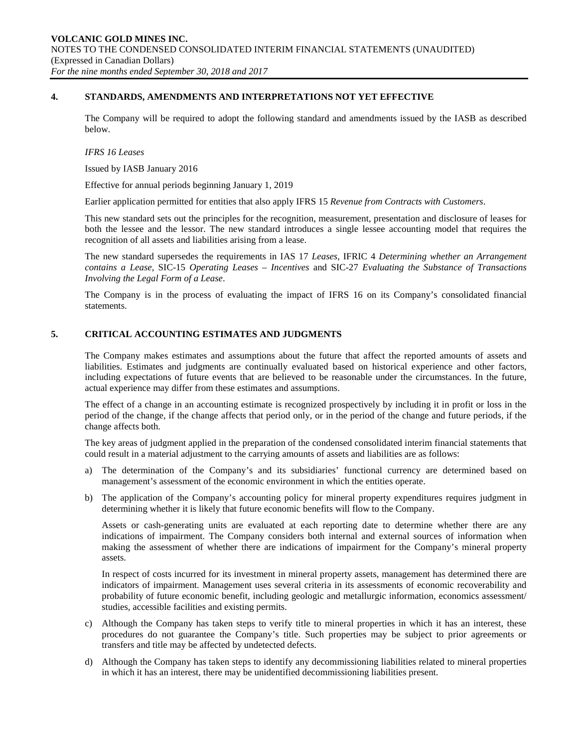## 4. STANDARDS, AMENDMENTS AND INTERPRETATIONS NOT YET EFFECTIVE

The Company will be required to adopt the following standard and amendments issued by the IASB as described below.

*IFRS 16 Leases*

Issued by IASB January 2016

Effective for annual periods beginning January 1, 2019

Earlier application permitted for entities that also apply IFRS 15 *Revenue from Contracts with Customers*.

This new standard sets out the principles for the recognition, measurement, presentation and disclosure of leases for both the lessee and the lessor. The new standard introduces a single lessee accounting model that requires the recognition of all assets and liabilities arising from a lease.

The new standard supersedes the requirements in IAS 17 *Leases*, IFRIC 4 *Determining whether an Arrangement contains a Lease*, SIC-15 *Operating Leases – Incentives* and SIC-27 *Evaluating the Substance of Transactions Involving the Legal Form of a Lease*.

The Company is in the process of evaluating the impact of IFRS 16 on its Company's consolidated financial statements.

## 5. CRITICAL ACCOUNTING ESTIMATES AND JUDGMENTS

The Company makes estimates and assumptions about the future that affect the reported amounts of assets and liabilities. Estimates and judgments are continually evaluated based on historical experience and other factors, including expectations of future events that are believed to be reasonable under the circumstances. In the future, actual experience may differ from these estimates and assumptions.

The effect of a change in an accounting estimate is recognized prospectively by including it in profit or loss in the period of the change, if the change affects that period only, or in the period of the change and future periods, if the change affects both.

The key areas of judgment applied in the preparation of the condensed consolidated interim financial statements that could result in a material adjustment to the carrying amounts of assets and liabilities are as follows:

a) The determination of the Company's and its subsidiaries' functional currency are determined based on management's assessment of the economic environment in which the entities operate.

b) The application of the Company's accounting policy for mineral property expenditures requires judgment in determining whether it is likely that future economic benefits will flow to the Company.

   Assets or cash-generating units are evaluated at each reporting date to determine whether there are any indications of impairment. The Company considers both internal and external sources of information when making the assessment of whether there are indications of impairment for the Company's mineral property assets.

   In respect of costs incurred for its investment in mineral property assets, management has determined there are indicators of impairment. Management uses several criteria in its assessments of economic recoverability and probability of future economic benefit, including geologic and metallurgic information, economics assessment/ studies, accessible facilities and existing permits.

c) Although the Company has taken steps to verify title to mineral properties in which it has an interest, these procedures do not guarantee the Company's title. Such properties may be subject to prior agreements or transfers and title may be affected by undetected defects.

d) Although the Company has taken steps to identify any decommissioning liabilities related to mineral properties in which it has an interest, there may be unidentified decommissioning liabilities present.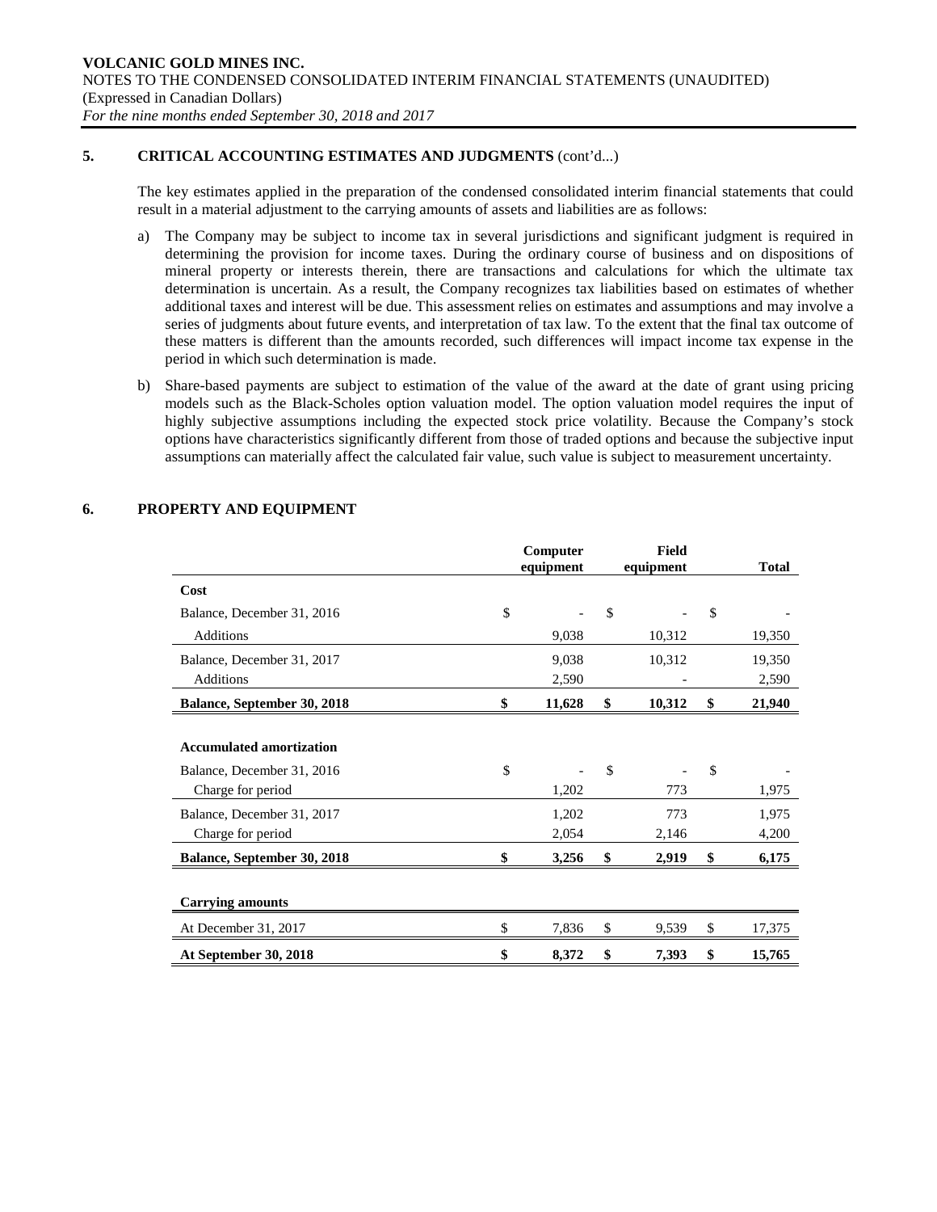## 5. CRITICAL ACCOUNTING ESTIMATES AND JUDGMENTS (cont'd...)

The key estimates applied in the preparation of the condensed consolidated interim financial statements that could result in a material adjustment to the carrying amounts of assets and liabilities are as follows:

a) The Company may be subject to income tax in several jurisdictions and significant judgment is required in determining the provision for income taxes. During the ordinary course of business and on dispositions of mineral property or interests therein, there are transactions and calculations for which the ultimate tax determination is uncertain. As a result, the Company recognizes tax liabilities based on estimates of whether additional taxes and interest will be due. This assessment relies on estimates and assumptions and may involve a series of judgments about future events, and interpretation of tax law. To the extent that the final tax outcome of these matters is different than the amounts recorded, such differences will impact income tax expense in the period in which such determination is made.

b) Share-based payments are subject to estimation of the value of the award at the date of grant using pricing models such as the Black-Scholes option valuation model. The option valuation model requires the input of highly subjective assumptions including the expected stock price volatility. Because the Company's stock options have characteristics significantly different from those of traded options and because the subjective input assumptions can materially affect the calculated fair value, such value is subject to measurement uncertainty.

## 6. PROPERTY AND EQUIPMENT

| | Computer equipment | Field equipment | Total |
|---|---|---|---|
| **Cost** | | | |
| Balance, December 31, 2016 | $ - | $ - | $ - |
| Additions | 9,038 | 10,312 | 19,350 |
| Balance, December 31, 2017 | 9,038 | 10,312 | 19,350 |
| Additions | 2,590 | - | 2,590 |
| **Balance, September 30, 2018** | **$ 11,628** | **$ 10,312** | **$ 21,940** |
| | | | |
| **Accumulated amortization** | | | |
| Balance, December 31, 2016 | $ - | $ - | $ - |
| Charge for period | 1,202 | 773 | 1,975 |
| Balance, December 31, 2017 | 1,202 | 773 | 1,975 |
| Charge for period | 2,054 | 2,146 | 4,200 |
| **Balance, September 30, 2018** | **$ 3,256** | **$ 2,919** | **$ 6,175** |
| | | | |
| **Carrying amounts** | | | |
| At December 31, 2017 | $ 7,836 | $ 9,539 | $ 17,375 |
| **At September 30, 2018** | **$ 8,372** | **$ 7,393** | **$ 15,765** |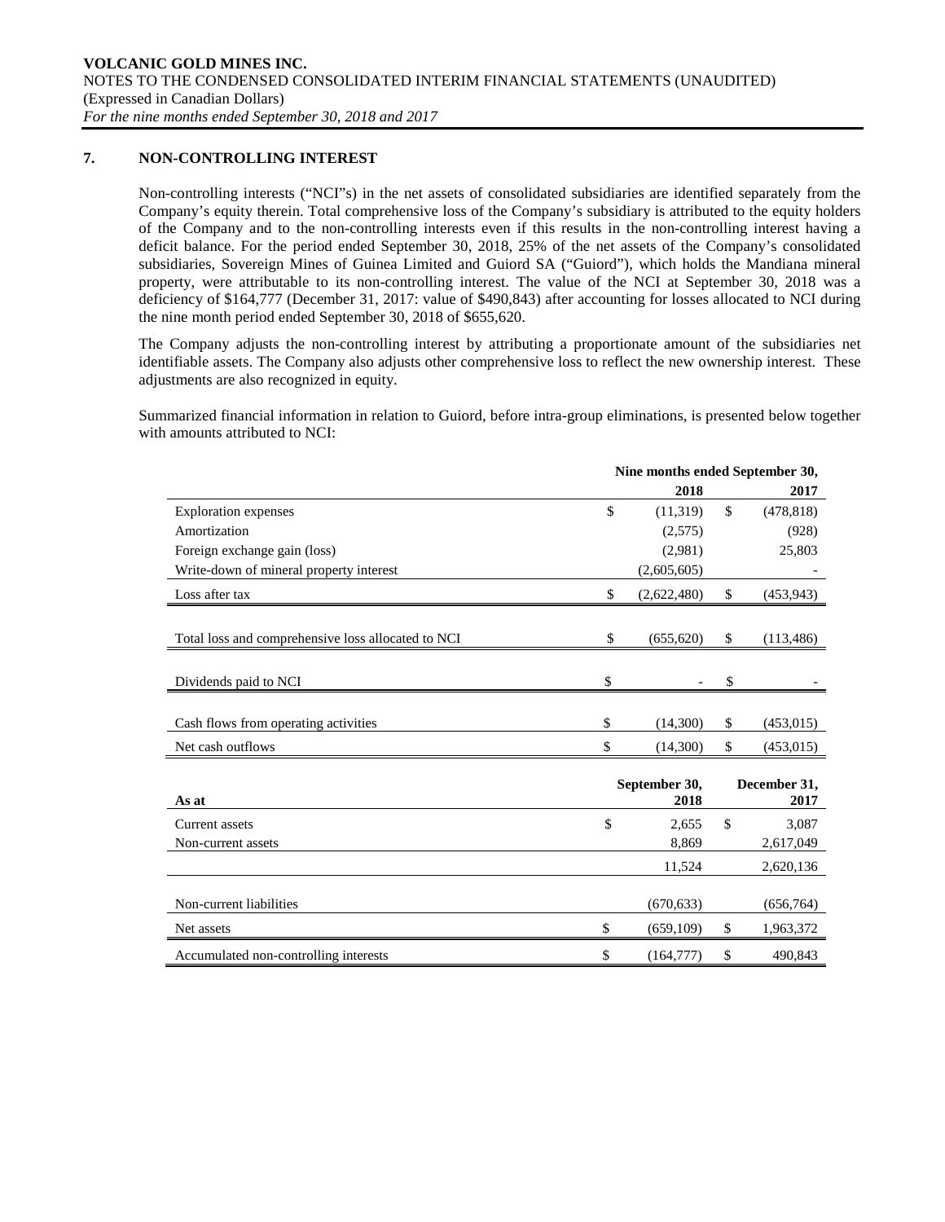## 7. NON-CONTROLLING INTEREST

Non-controlling interests ("NCI"s) in the net assets of consolidated subsidiaries are identified separately from the Company's equity therein. Total comprehensive loss of the Company's subsidiary is attributed to the equity holders of the Company and to the non-controlling interests even if this results in the non-controlling interest having a deficit balance. For the period ended September 30, 2018, 25% of the net assets of the Company's consolidated subsidiaries, Sovereign Mines of Guinea Limited and Guiord SA ("Guiord"), which holds the Mandiana mineral property, were attributable to its non-controlling interest. The value of the NCI at September 30, 2018 was a deficiency of $164,777 (December 31, 2017: value of $490,843) after accounting for losses allocated to NCI during the nine month period ended September 30, 2018 of $655,620.

The Company adjusts the non-controlling interest by attributing a proportionate amount of the subsidiaries net identifiable assets. The Company also adjusts other comprehensive loss to reflect the new ownership interest. These adjustments are also recognized in equity.

Summarized financial information in relation to Guiord, before intra-group eliminations, is presented below together with amounts attributed to NCI:

| | Nine months ended September 30, 2018 | Nine months ended September 30, 2017 |
|---|---|---|
| Exploration expenses | $ (11,319) | $ (478,818) |
| Amortization | (2,575) | (928) |
| Foreign exchange gain (loss) | (2,981) | 25,803 |
| Write-down of mineral property interest | (2,605,605) | - |
| Loss after tax | $ (2,622,480) | $ (453,943) |
| | | |
| Total loss and comprehensive loss allocated to NCI | $ (655,620) | $ (113,486) |
| | | |
| Dividends paid to NCI | $ - | $ - |
| | | |
| Cash flows from operating activities | $ (14,300) | $ (453,015) |
| Net cash outflows | $ (14,300) | $ (453,015) |

| As at | September 30, 2018 | December 31, 2017 |
|---|---|---|
| Current assets | $ 2,655 | $ 3,087 |
| Non-current assets | 8,869 | 2,617,049 |
| | 11,524 | 2,620,136 |
| | | |
| Non-current liabilities | (670,633) | (656,764) |
| Net assets | $ (659,109) | $ 1,963,372 |
| Accumulated non-controlling interests | $ (164,777) | $ 490,843 |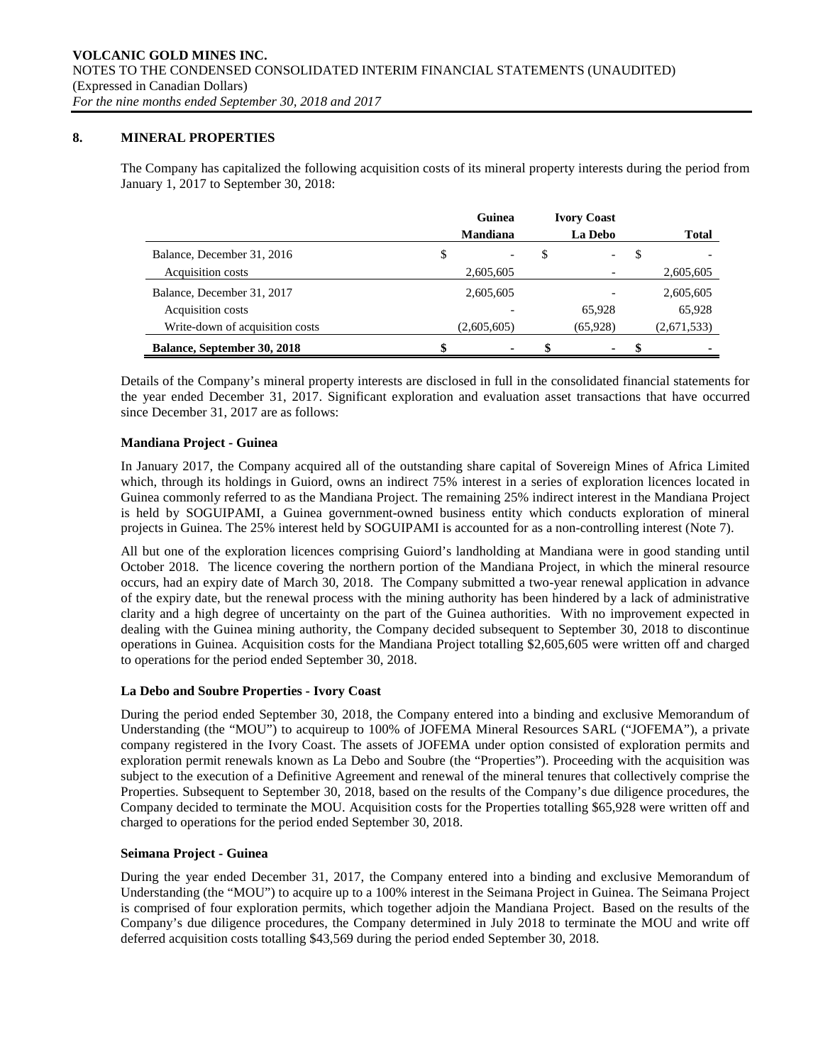**VOLCANIC GOLD MINES INC.**
NOTES TO THE CONDENSED CONSOLIDATED INTERIM FINANCIAL STATEMENTS (UNAUDITED)
(Expressed in Canadian Dollars)
*For the nine months ended September 30, 2018 and 2017*

## 8. MINERAL PROPERTIES

The Company has capitalized the following acquisition costs of its mineral property interests during the period from January 1, 2017 to September 30, 2018:

| | Guinea Mandiana | Ivory Coast La Debo | Total |
|---|---|---|---|
| Balance, December 31, 2016 | $ - | $ - | $ - |
| Acquisition costs | 2,605,605 | - | 2,605,605 |
| Balance, December 31, 2017 | 2,605,605 | - | 2,605,605 |
| Acquisition costs | - | 65,928 | 65,928 |
| Write-down of acquisition costs | (2,605,605) | (65,928) | (2,671,533) |
| **Balance, September 30, 2018** | **$ -** | **$ -** | **$ -** |

Details of the Company's mineral property interests are disclosed in full in the consolidated financial statements for the year ended December 31, 2017. Significant exploration and evaluation asset transactions that have occurred since December 31, 2017 are as follows:

### Mandiana Project - Guinea

In January 2017, the Company acquired all of the outstanding share capital of Sovereign Mines of Africa Limited which, through its holdings in Guiord, owns an indirect 75% interest in a series of exploration licences located in Guinea commonly referred to as the Mandiana Project. The remaining 25% indirect interest in the Mandiana Project is held by SOGUIPAMI, a Guinea government-owned business entity which conducts exploration of mineral projects in Guinea. The 25% interest held by SOGUIPAMI is accounted for as a non-controlling interest (Note 7).

All but one of the exploration licences comprising Guiord's landholding at Mandiana were in good standing until October 2018. The licence covering the northern portion of the Mandiana Project, in which the mineral resource occurs, had an expiry date of March 30, 2018. The Company submitted a two-year renewal application in advance of the expiry date, but the renewal process with the mining authority has been hindered by a lack of administrative clarity and a high degree of uncertainty on the part of the Guinea authorities. With no improvement expected in dealing with the Guinea mining authority, the Company decided subsequent to September 30, 2018 to discontinue operations in Guinea. Acquisition costs for the Mandiana Project totalling $2,605,605 were written off and charged to operations for the period ended September 30, 2018.

### La Debo and Soubre Properties - Ivory Coast

During the period ended September 30, 2018, the Company entered into a binding and exclusive Memorandum of Understanding (the "MOU") to acquireup to 100% of JOFEMA Mineral Resources SARL ("JOFEMA"), a private company registered in the Ivory Coast. The assets of JOFEMA under option consisted of exploration permits and exploration permit renewals known as La Debo and Soubre (the "Properties"). Proceeding with the acquisition was subject to the execution of a Definitive Agreement and renewal of the mineral tenures that collectively comprise the Properties. Subsequent to September 30, 2018, based on the results of the Company's due diligence procedures, the Company decided to terminate the MOU. Acquisition costs for the Properties totalling $65,928 were written off and charged to operations for the period ended September 30, 2018.

### Seimana Project - Guinea

During the year ended December 31, 2017, the Company entered into a binding and exclusive Memorandum of Understanding (the "MOU") to acquire up to a 100% interest in the Seimana Project in Guinea. The Seimana Project is comprised of four exploration permits, which together adjoin the Mandiana Project. Based on the results of the Company's due diligence procedures, the Company determined in July 2018 to terminate the MOU and write off deferred acquisition costs totalling $43,569 during the period ended September 30, 2018.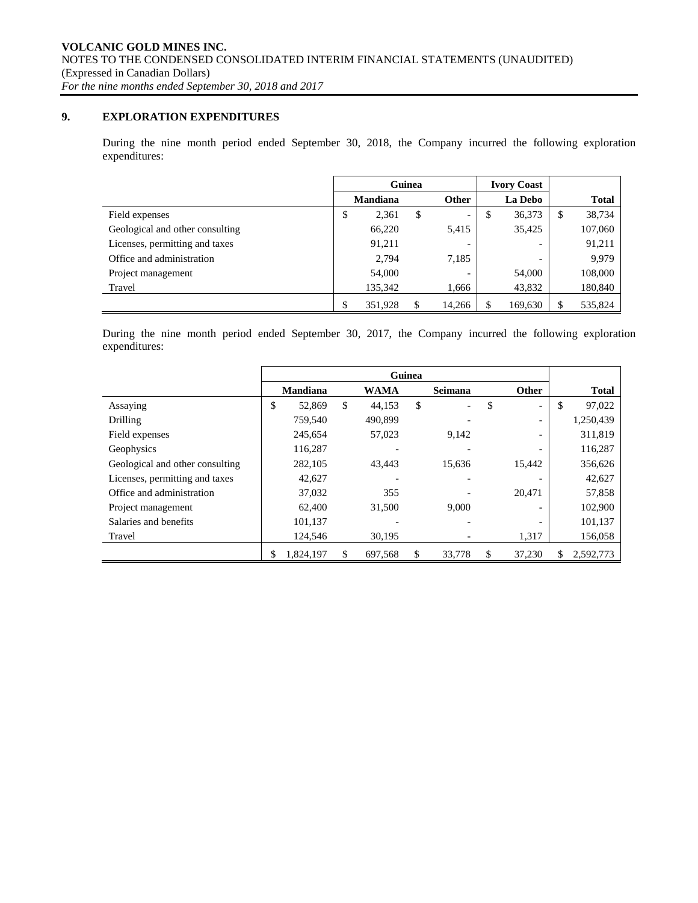## 9. EXPLORATION EXPENDITURES

During the nine month period ended September 30, 2018, the Company incurred the following exploration expenditures:

| | Guinea | | Ivory Coast | |
|---|---|---|---|---|
| | Mandiana | Other | La Debo | Total |
| Field expenses | $ 2,361 | $ - | $ 36,373 | $ 38,734 |
| Geological and other consulting | 66,220 | 5,415 | 35,425 | 107,060 |
| Licenses, permitting and taxes | 91,211 | - | - | 91,211 |
| Office and administration | 2,794 | 7,185 | - | 9,979 |
| Project management | 54,000 | - | 54,000 | 108,000 |
| Travel | 135,342 | 1,666 | 43,832 | 180,840 |
| | $ 351,928 | $ 14,266 | $ 169,630 | $ 535,824 |

During the nine month period ended September 30, 2017, the Company incurred the following exploration expenditures:

| | Guinea | | | | |
|---|---|---|---|---|---|
| | Mandiana | WAMA | Seimana | Other | Total |
| Assaying | $ 52,869 | $ 44,153 | $ - | $ - | $ 97,022 |
| Drilling | 759,540 | 490,899 | - | - | 1,250,439 |
| Field expenses | 245,654 | 57,023 | 9,142 | - | 311,819 |
| Geophysics | 116,287 | - | - | - | 116,287 |
| Geological and other consulting | 282,105 | 43,443 | 15,636 | 15,442 | 356,626 |
| Licenses, permitting and taxes | 42,627 | - | - | - | 42,627 |
| Office and administration | 37,032 | 355 | - | 20,471 | 57,858 |
| Project management | 62,400 | 31,500 | 9,000 | - | 102,900 |
| Salaries and benefits | 101,137 | - | - | - | 101,137 |
| Travel | 124,546 | 30,195 | - | 1,317 | 156,058 |
| | $ 1,824,197 | $ 697,568 | $ 33,778 | $ 37,230 | $ 2,592,773 |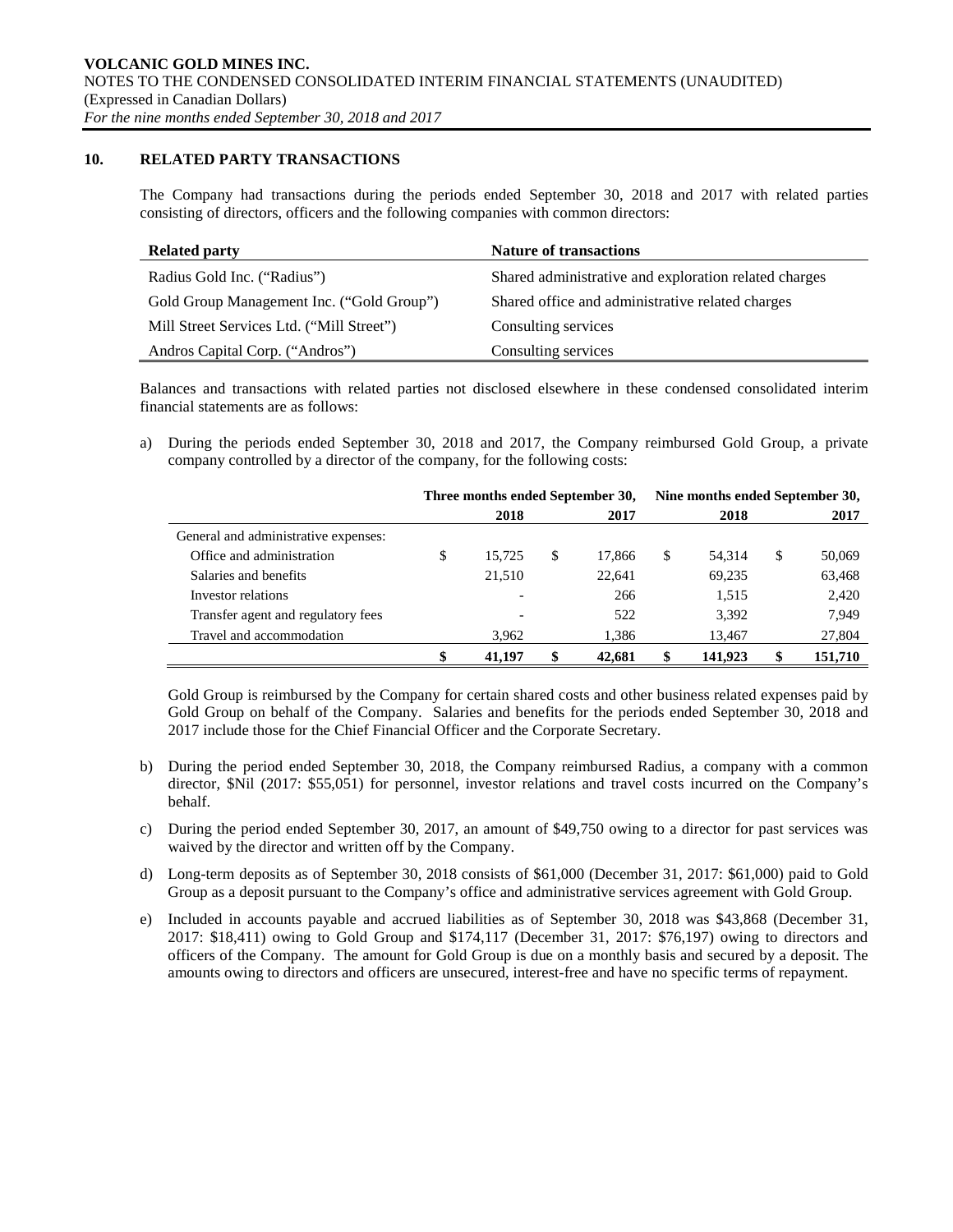## 10. RELATED PARTY TRANSACTIONS

The Company had transactions during the periods ended September 30, 2018 and 2017 with related parties consisting of directors, officers and the following companies with common directors:

| Related party | Nature of transactions |
|---|---|
| Radius Gold Inc. ("Radius") | Shared administrative and exploration related charges |
| Gold Group Management Inc. ("Gold Group") | Shared office and administrative related charges |
| Mill Street Services Ltd. ("Mill Street") | Consulting services |
| Andros Capital Corp. ("Andros") | Consulting services |

Balances and transactions with related parties not disclosed elsewhere in these condensed consolidated interim financial statements are as follows:

a) During the periods ended September 30, 2018 and 2017, the Company reimbursed Gold Group, a private company controlled by a director of the company, for the following costs:

| | Three months ended September 30, | | Nine months ended September 30, | |
|---|---|---|---|---|
| | 2018 | 2017 | 2018 | 2017 |
| General and administrative expenses: | | | | |
| Office and administration | $ 15,725 | $ 17,866 | $ 54,314 | $ 50,069 |
| Salaries and benefits | 21,510 | 22,641 | 69,235 | 63,468 |
| Investor relations | - | 266 | 1,515 | 2,420 |
| Transfer agent and regulatory fees | - | 522 | 3,392 | 7,949 |
| Travel and accommodation | 3,962 | 1,386 | 13,467 | 27,804 |
| | **$ 41,197** | **$ 42,681** | **$ 141,923** | **$ 151,710** |

Gold Group is reimbursed by the Company for certain shared costs and other business related expenses paid by Gold Group on behalf of the Company. Salaries and benefits for the periods ended September 30, 2018 and 2017 include those for the Chief Financial Officer and the Corporate Secretary.

b) During the period ended September 30, 2018, the Company reimbursed Radius, a company with a common director, $Nil (2017: $55,051) for personnel, investor relations and travel costs incurred on the Company's behalf.

c) During the period ended September 30, 2017, an amount of $49,750 owing to a director for past services was waived by the director and written off by the Company.

d) Long-term deposits as of September 30, 2018 consists of $61,000 (December 31, 2017: $61,000) paid to Gold Group as a deposit pursuant to the Company's office and administrative services agreement with Gold Group.

e) Included in accounts payable and accrued liabilities as of September 30, 2018 was $43,868 (December 31, 2017: $18,411) owing to Gold Group and $174,117 (December 31, 2017: $76,197) owing to directors and officers of the Company. The amount for Gold Group is due on a monthly basis and secured by a deposit. The amounts owing to directors and officers are unsecured, interest-free and have no specific terms of repayment.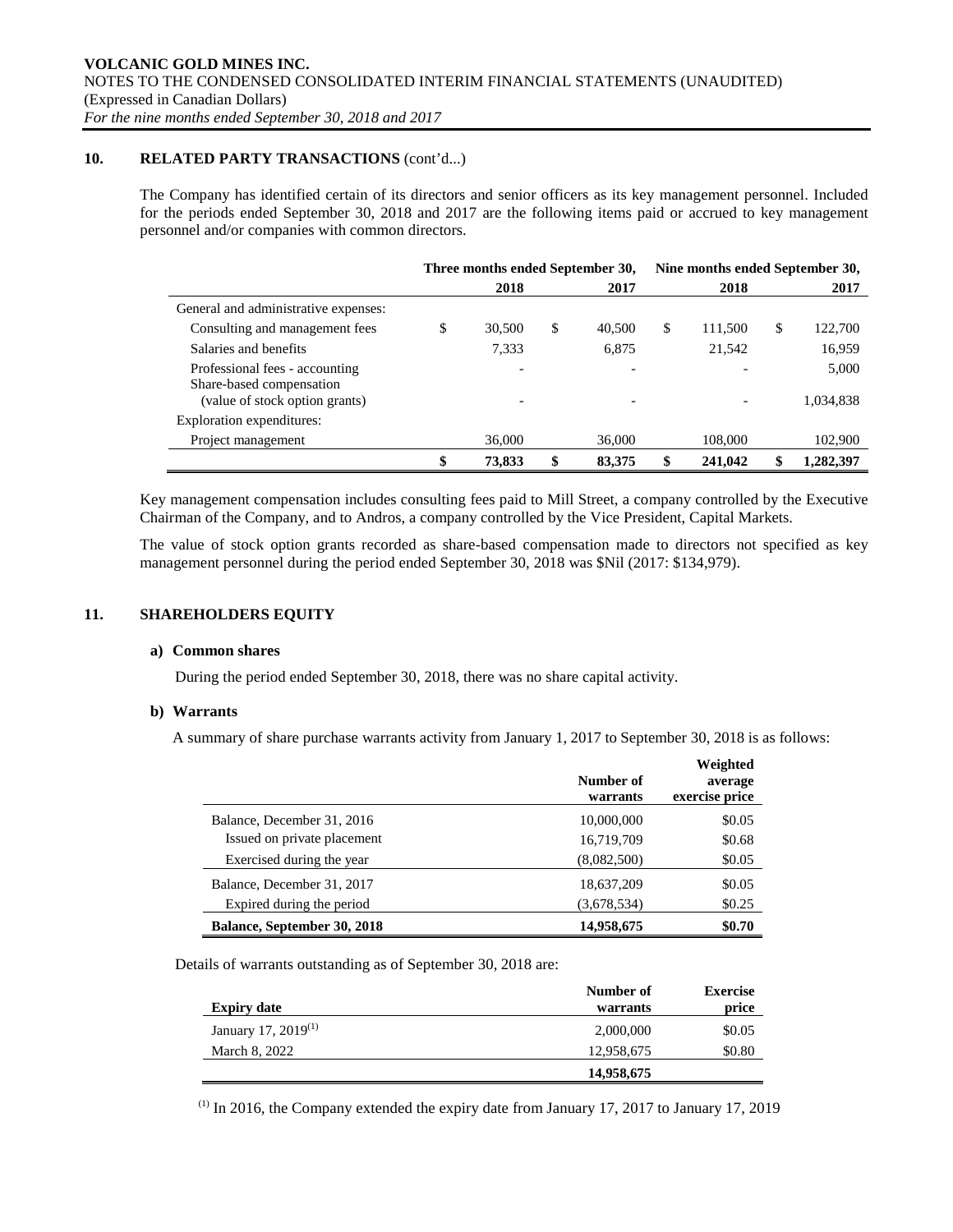**VOLCANIC GOLD MINES INC.**
NOTES TO THE CONDENSED CONSOLIDATED INTERIM FINANCIAL STATEMENTS (UNAUDITED)
(Expressed in Canadian Dollars)
*For the nine months ended September 30, 2018 and 2017*

## 10. RELATED PARTY TRANSACTIONS (cont'd...)

The Company has identified certain of its directors and senior officers as its key management personnel. Included for the periods ended September 30, 2018 and 2017 are the following items paid or accrued to key management personnel and/or companies with common directors.

| | Three months ended September 30, | | Nine months ended September 30, | |
|---|---|---|---|---|
| | 2018 | 2017 | 2018 | 2017 |
| General and administrative expenses: | | | | |
| Consulting and management fees | $ 30,500 | $ 40,500 | $ 111,500 | $ 122,700 |
| Salaries and benefits | 7,333 | 6,875 | 21,542 | 16,959 |
| Professional fees - accounting | - | - | - | 5,000 |
| Share-based compensation (value of stock option grants) | - | - | - | 1,034,838 |
| Exploration expenditures: | | | | |
| Project management | 36,000 | 36,000 | 108,000 | 102,900 |
| | **$ 73,833** | **$ 83,375** | **$ 241,042** | **$ 1,282,397** |

Key management compensation includes consulting fees paid to Mill Street, a company controlled by the Executive Chairman of the Company, and to Andros, a company controlled by the Vice President, Capital Markets.

The value of stock option grants recorded as share-based compensation made to directors not specified as key management personnel during the period ended September 30, 2018 was $Nil (2017: $134,979).

## 11. SHAREHOLDERS EQUITY

### a) Common shares

During the period ended September 30, 2018, there was no share capital activity.

### b) Warrants

A summary of share purchase warrants activity from January 1, 2017 to September 30, 2018 is as follows:

| | Number of warrants | Weighted average exercise price |
|---|---|---|
| Balance, December 31, 2016 | 10,000,000 | $0.05 |
| Issued on private placement | 16,719,709 | $0.68 |
| Exercised during the year | (8,082,500) | $0.05 |
| Balance, December 31, 2017 | 18,637,209 | $0.05 |
| Expired during the period | (3,678,534) | $0.25 |
| **Balance, September 30, 2018** | **14,958,675** | **$0.70** |

Details of warrants outstanding as of September 30, 2018 are:

| Expiry date | Number of warrants | Exercise price |
|---|---|---|
| January 17, 2019[(1)] | 2,000,000 | $0.05 |
| March 8, 2022 | 12,958,675 | $0.80 |
| | **14,958,675** | |

[(1)] In 2016, the Company extended the expiry date from January 17, 2017 to January 17, 2019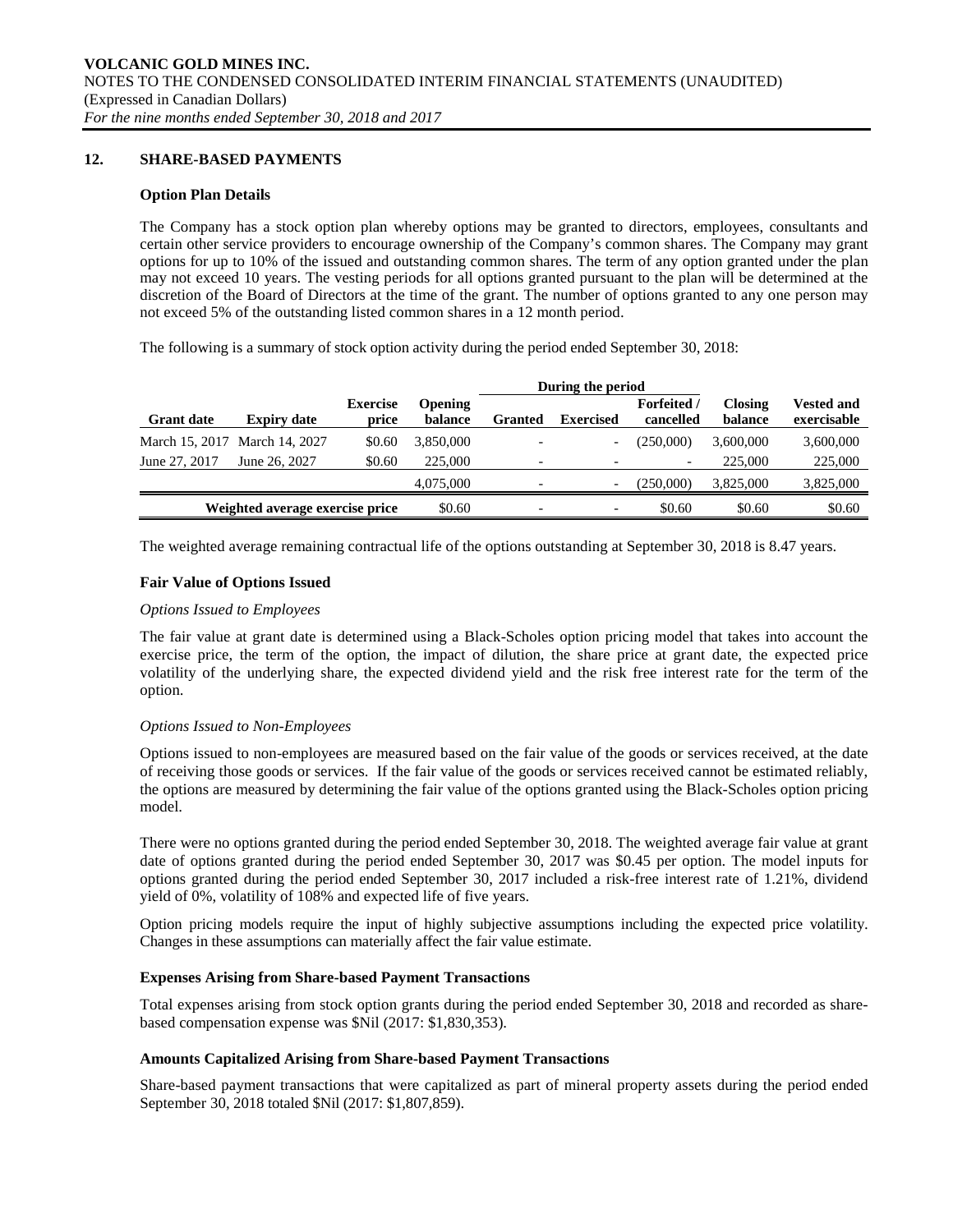## 12. SHARE-BASED PAYMENTS

### Option Plan Details

The Company has a stock option plan whereby options may be granted to directors, employees, consultants and certain other service providers to encourage ownership of the Company's common shares. The Company may grant options for up to 10% of the issued and outstanding common shares. The term of any option granted under the plan may not exceed 10 years. The vesting periods for all options granted pursuant to the plan will be determined at the discretion of the Board of Directors at the time of the grant. The number of options granted to any one person may not exceed 5% of the outstanding listed common shares in a 12 month period.

The following is a summary of stock option activity during the period ended September 30, 2018:

| | | | | During the period | | | | |
|---|---|---|---|---|---|---|---|---|
| **Grant date** | **Expiry date** | **Exercise price** | **Opening balance** | **Granted** | **Exercised** | **Forfeited / cancelled** | **Closing balance** | **Vested and exercisable** |
| March 15, 2017 | March 14, 2027 | $0.60 | 3,850,000 | - | - | (250,000) | 3,600,000 | 3,600,000 |
| June 27, 2017 | June 26, 2027 | $0.60 | 225,000 | - | - | - | 225,000 | 225,000 |
| | | | 4,075,000 | - | - | (250,000) | 3,825,000 | 3,825,000 |
| **Weighted average exercise price** | | | $0.60 | - | - | $0.60 | $0.60 | $0.60 |

The weighted average remaining contractual life of the options outstanding at September 30, 2018 is 8.47 years.

### Fair Value of Options Issued

*Options Issued to Employees*

The fair value at grant date is determined using a Black-Scholes option pricing model that takes into account the exercise price, the term of the option, the impact of dilution, the share price at grant date, the expected price volatility of the underlying share, the expected dividend yield and the risk free interest rate for the term of the option.

*Options Issued to Non-Employees*

Options issued to non-employees are measured based on the fair value of the goods or services received, at the date of receiving those goods or services. If the fair value of the goods or services received cannot be estimated reliably, the options are measured by determining the fair value of the options granted using the Black-Scholes option pricing model.

There were no options granted during the period ended September 30, 2018. The weighted average fair value at grant date of options granted during the period ended September 30, 2017 was $0.45 per option. The model inputs for options granted during the period ended September 30, 2017 included a risk-free interest rate of 1.21%, dividend yield of 0%, volatility of 108% and expected life of five years.

Option pricing models require the input of highly subjective assumptions including the expected price volatility. Changes in these assumptions can materially affect the fair value estimate.

### Expenses Arising from Share-based Payment Transactions

Total expenses arising from stock option grants during the period ended September 30, 2018 and recorded as share-based compensation expense was $Nil (2017: $1,830,353).

### Amounts Capitalized Arising from Share-based Payment Transactions

Share-based payment transactions that were capitalized as part of mineral property assets during the period ended September 30, 2018 totaled $Nil (2017: $1,807,859).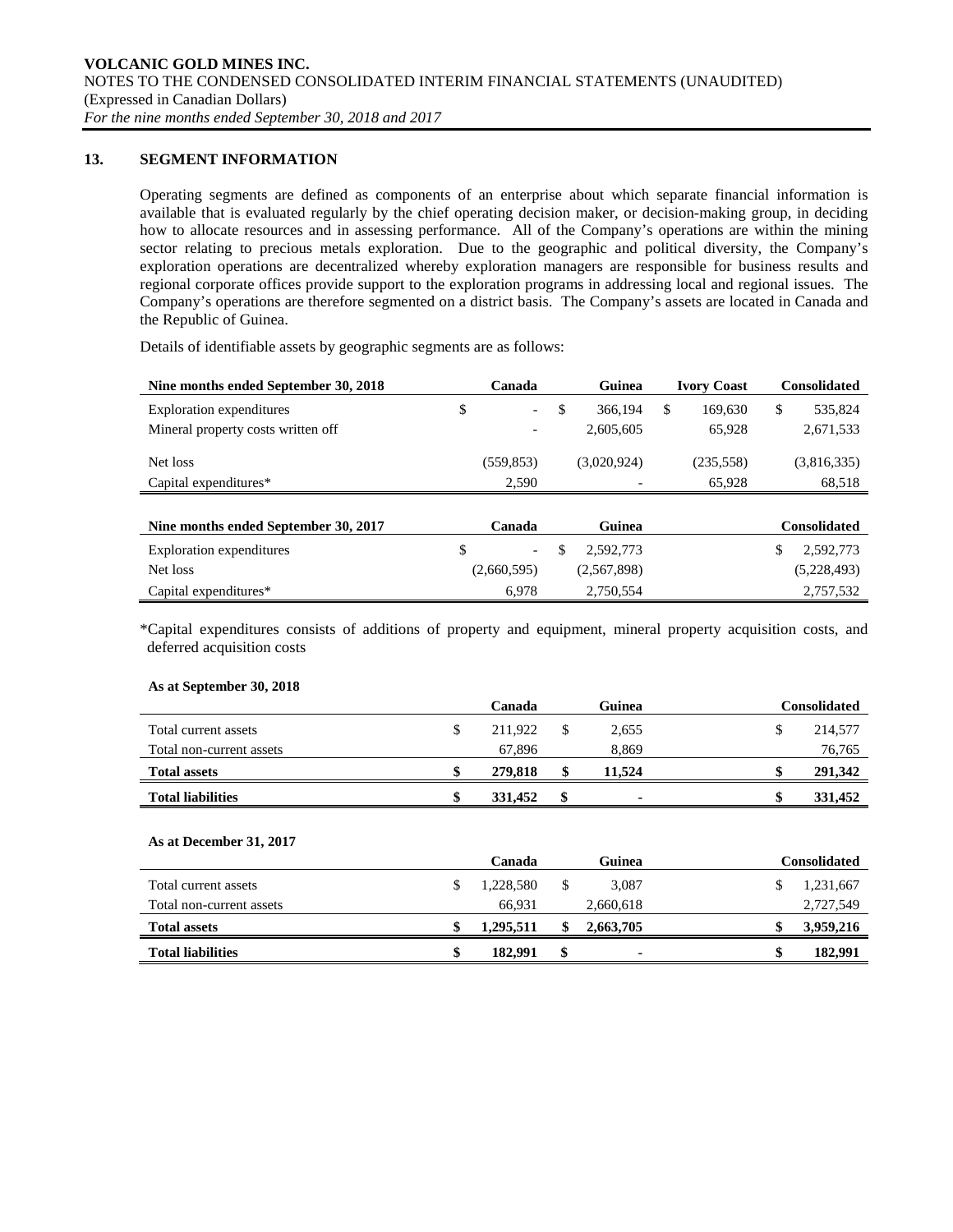## 13. SEGMENT INFORMATION

Operating segments are defined as components of an enterprise about which separate financial information is available that is evaluated regularly by the chief operating decision maker, or decision-making group, in deciding how to allocate resources and in assessing performance. All of the Company's operations are within the mining sector relating to precious metals exploration. Due to the geographic and political diversity, the Company's exploration operations are decentralized whereby exploration managers are responsible for business results and regional corporate offices provide support to the exploration programs in addressing local and regional issues. The Company's operations are therefore segmented on a district basis. The Company's assets are located in Canada and the Republic of Guinea.

Details of identifiable assets by geographic segments are as follows:

| Nine months ended September 30, 2018 | Canada | Guinea | Ivory Coast | Consolidated |
|---|---|---|---|---|
| Exploration expenditures | $ - | $ 366,194 | $ 169,630 | $ 535,824 |
| Mineral property costs written off | - | 2,605,605 | 65,928 | 2,671,533 |
| Net loss | (559,853) | (3,020,924) | (235,558) | (3,816,335) |
| Capital expenditures* | 2,590 | - | 65,928 | 68,518 |

| Nine months ended September 30, 2017 | Canada | Guinea | Consolidated |
|---|---|---|---|
| Exploration expenditures | $ - | $ 2,592,773 | $ 2,592,773 |
| Net loss | (2,660,595) | (2,567,898) | (5,228,493) |
| Capital expenditures* | 6,978 | 2,750,554 | 2,757,532 |

*Capital expenditures consists of additions of property and equipment, mineral property acquisition costs, and deferred acquisition costs

**As at September 30, 2018**

| | Canada | Guinea | Consolidated |
|---|---|---|---|
| Total current assets | $ 211,922 | $ 2,655 | $ 214,577 |
| Total non-current assets | 67,896 | 8,869 | 76,765 |
| **Total assets** | **$ 279,818** | **$ 11,524** | **$ 291,342** |
| **Total liabilities** | **$ 331,452** | **$ -** | **$ 331,452** |

**As at December 31, 2017**

| | Canada | Guinea | Consolidated |
|---|---|---|---|
| Total current assets | $ 1,228,580 | $ 3,087 | $ 1,231,667 |
| Total non-current assets | 66,931 | 2,660,618 | 2,727,549 |
| **Total assets** | **$ 1,295,511** | **$ 2,663,705** | **$ 3,959,216** |
| **Total liabilities** | **$ 182,991** | **$ -** | **$ 182,991** |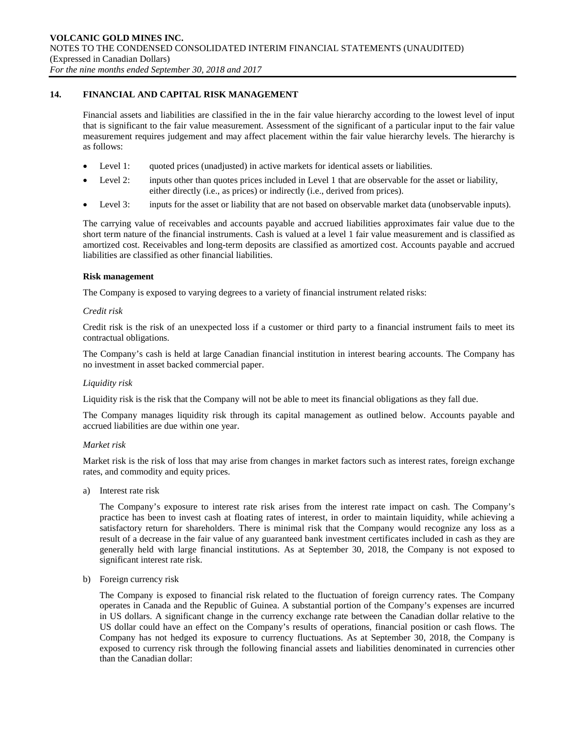## 14. FINANCIAL AND CAPITAL RISK MANAGEMENT

Financial assets and liabilities are classified in the in the fair value hierarchy according to the lowest level of input that is significant to the fair value measurement. Assessment of the significant of a particular input to the fair value measurement requires judgement and may affect placement within the fair value hierarchy levels. The hierarchy is as follows:

- Level 1: quoted prices (unadjusted) in active markets for identical assets or liabilities.
- Level 2: inputs other than quotes prices included in Level 1 that are observable for the asset or liability, either directly (i.e., as prices) or indirectly (i.e., derived from prices).
- Level 3: inputs for the asset or liability that are not based on observable market data (unobservable inputs).

The carrying value of receivables and accounts payable and accrued liabilities approximates fair value due to the short term nature of the financial instruments. Cash is valued at a level 1 fair value measurement and is classified as amortized cost. Receivables and long-term deposits are classified as amortized cost. Accounts payable and accrued liabilities are classified as other financial liabilities.

### Risk management

The Company is exposed to varying degrees to a variety of financial instrument related risks:

*Credit risk*

Credit risk is the risk of an unexpected loss if a customer or third party to a financial instrument fails to meet its contractual obligations.

The Company's cash is held at large Canadian financial institution in interest bearing accounts. The Company has no investment in asset backed commercial paper.

*Liquidity risk*

Liquidity risk is the risk that the Company will not be able to meet its financial obligations as they fall due.

The Company manages liquidity risk through its capital management as outlined below. Accounts payable and accrued liabilities are due within one year.

*Market risk*

Market risk is the risk of loss that may arise from changes in market factors such as interest rates, foreign exchange rates, and commodity and equity prices.

a) Interest rate risk

   The Company's exposure to interest rate risk arises from the interest rate impact on cash. The Company's practice has been to invest cash at floating rates of interest, in order to maintain liquidity, while achieving a satisfactory return for shareholders. There is minimal risk that the Company would recognize any loss as a result of a decrease in the fair value of any guaranteed bank investment certificates included in cash as they are generally held with large financial institutions. As at September 30, 2018, the Company is not exposed to significant interest rate risk.

b) Foreign currency risk

   The Company is exposed to financial risk related to the fluctuation of foreign currency rates. The Company operates in Canada and the Republic of Guinea. A substantial portion of the Company's expenses are incurred in US dollars. A significant change in the currency exchange rate between the Canadian dollar relative to the US dollar could have an effect on the Company's results of operations, financial position or cash flows. The Company has not hedged its exposure to currency fluctuations. As at September 30, 2018, the Company is exposed to currency risk through the following financial assets and liabilities denominated in currencies other than the Canadian dollar: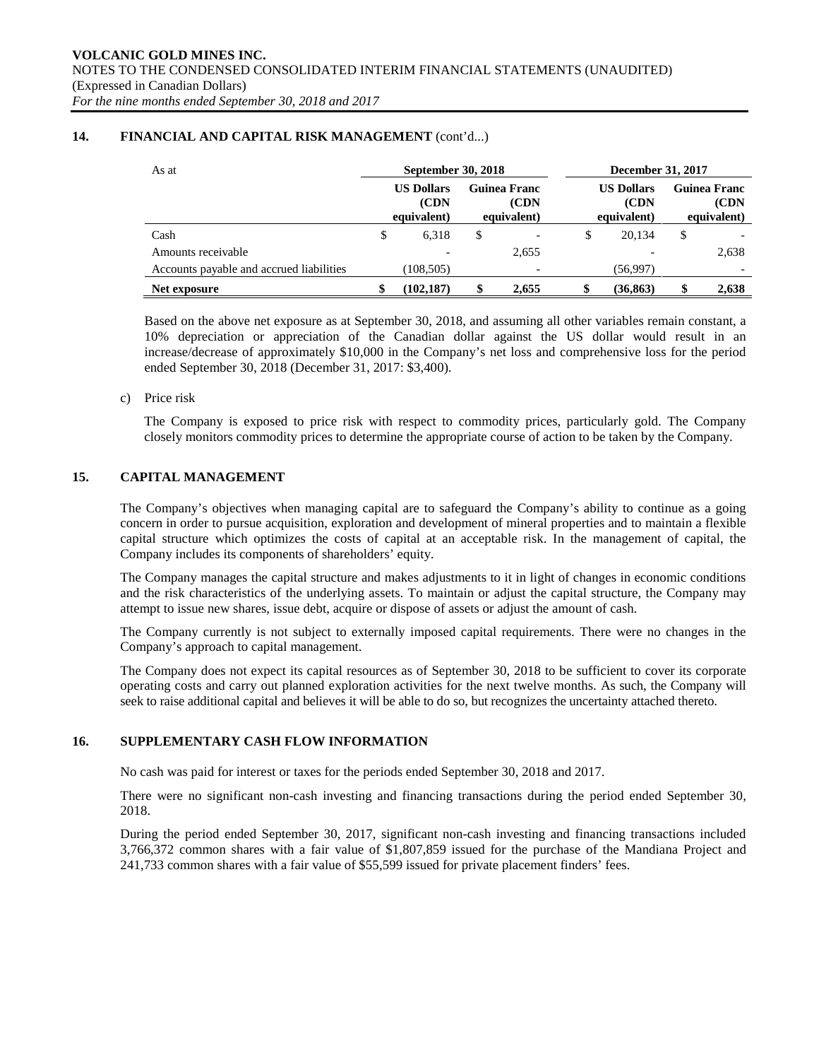## 14. FINANCIAL AND CAPITAL RISK MANAGEMENT (cont'd...)

| As at | September 30, 2018 | | December 31, 2017 | |
|---|---|---|---|---|
| | US Dollars (CDN equivalent) | Guinea Franc (CDN equivalent) | US Dollars (CDN equivalent) | Guinea Franc (CDN equivalent) |
| Cash | $ 6,318 | $ - | $ 20,134 | $ - |
| Amounts receivable | - | 2,655 | - | 2,638 |
| Accounts payable and accrued liabilities | (108,505) | - | (56,997) | - |
| **Net exposure** | **$ (102,187)** | **$ 2,655** | **$ (36,863)** | **$ 2,638** |

Based on the above net exposure as at September 30, 2018, and assuming all other variables remain constant, a 10% depreciation or appreciation of the Canadian dollar against the US dollar would result in an increase/decrease of approximately $10,000 in the Company's net loss and comprehensive loss for the period ended September 30, 2018 (December 31, 2017: $3,400).

c) Price risk

The Company is exposed to price risk with respect to commodity prices, particularly gold. The Company closely monitors commodity prices to determine the appropriate course of action to be taken by the Company.

## 15. CAPITAL MANAGEMENT

The Company's objectives when managing capital are to safeguard the Company's ability to continue as a going concern in order to pursue acquisition, exploration and development of mineral properties and to maintain a flexible capital structure which optimizes the costs of capital at an acceptable risk. In the management of capital, the Company includes its components of shareholders' equity.

The Company manages the capital structure and makes adjustments to it in light of changes in economic conditions and the risk characteristics of the underlying assets. To maintain or adjust the capital structure, the Company may attempt to issue new shares, issue debt, acquire or dispose of assets or adjust the amount of cash.

The Company currently is not subject to externally imposed capital requirements. There were no changes in the Company's approach to capital management.

The Company does not expect its capital resources as of September 30, 2018 to be sufficient to cover its corporate operating costs and carry out planned exploration activities for the next twelve months. As such, the Company will seek to raise additional capital and believes it will be able to do so, but recognizes the uncertainty attached thereto.

## 16. SUPPLEMENTARY CASH FLOW INFORMATION

No cash was paid for interest or taxes for the periods ended September 30, 2018 and 2017.

There were no significant non-cash investing and financing transactions during the period ended September 30, 2018.

During the period ended September 30, 2017, significant non-cash investing and financing transactions included 3,766,372 common shares with a fair value of $1,807,859 issued for the purchase of the Mandiana Project and 241,733 common shares with a fair value of $55,599 issued for private placement finders' fees.